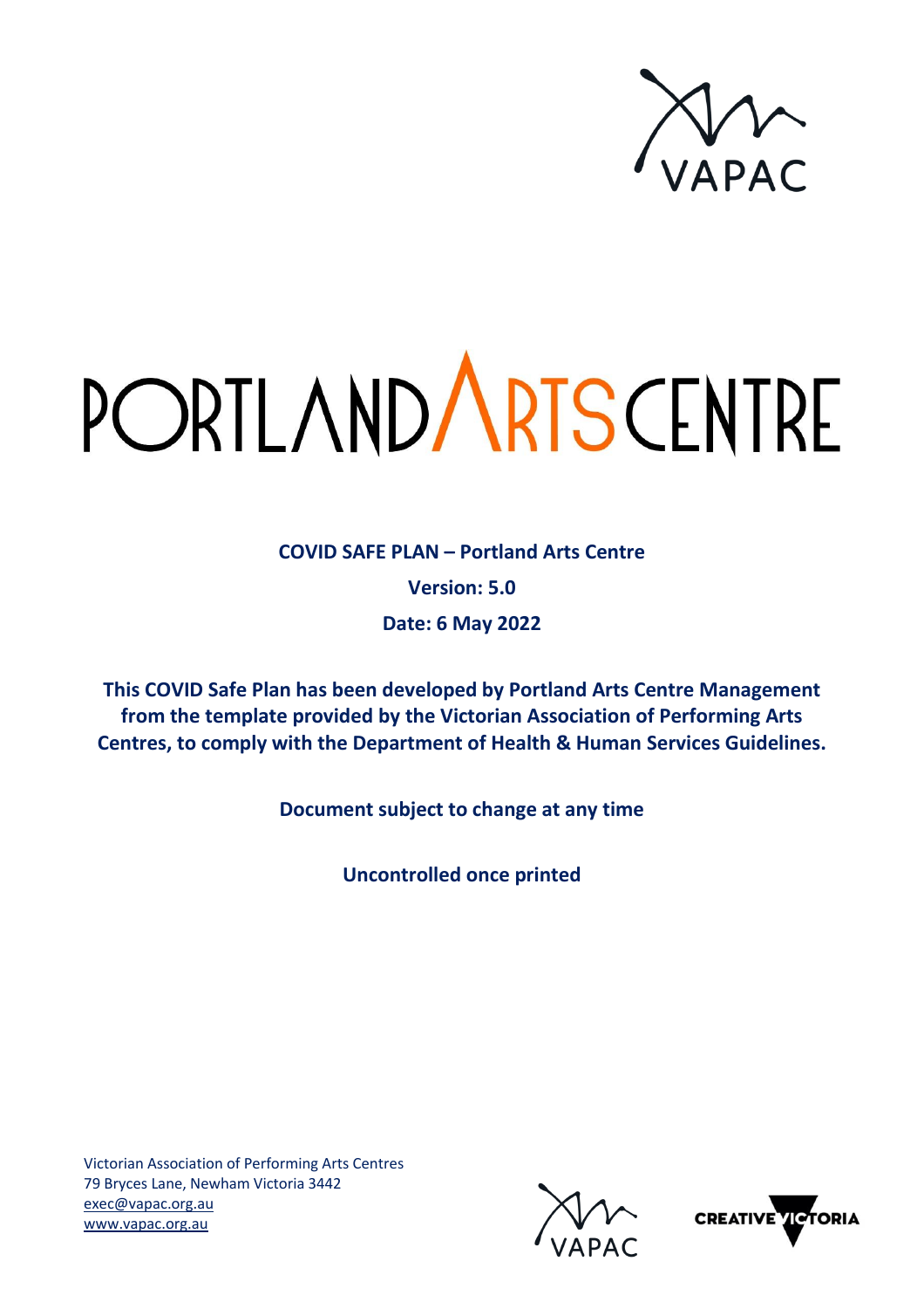VAPAC

# PORTLAND ARTS CENTRE

**COVID SAFE PLAN – Portland Arts Centre**

**Version: 5.0**

**Date: 6 May 2022**

**This COVID Safe Plan has been developed by Portland Arts Centre Management from the template provided by the Victorian Association of Performing Arts Centres, to comply with the Department of Health & Human Services Guidelines.**

**Document subject to change at any time**

**Uncontrolled once printed**

Victorian Association of Performing Arts Centres
79 Bryces Lane, Newham Victoria 3442
exec@vapac.org.au
www.vapac.org.au

VAPAC

CREATIVE VICTORIA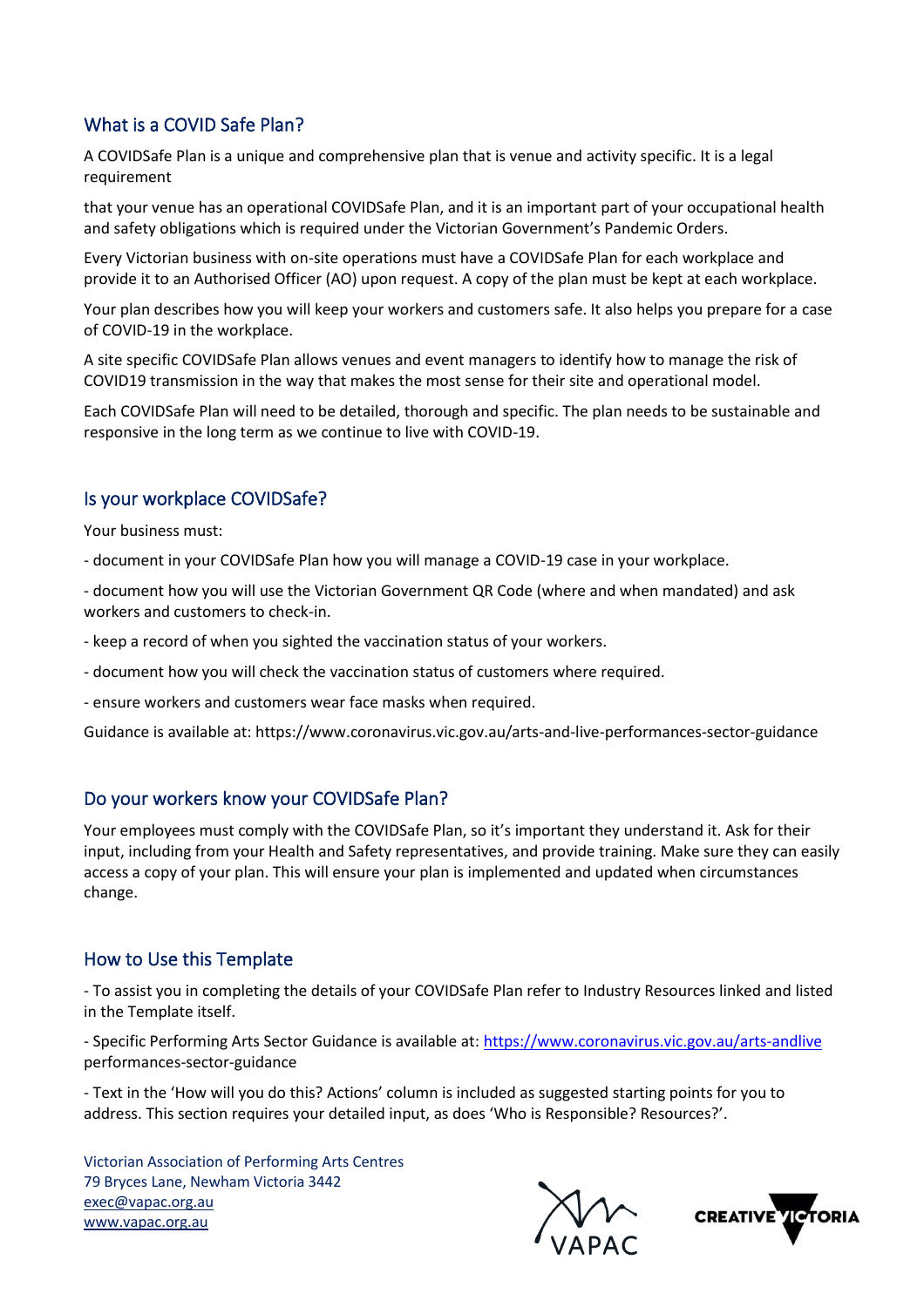## What is a COVID Safe Plan?

A COVIDSafe Plan is a unique and comprehensive plan that is venue and activity specific. It is a legal requirement

that your venue has an operational COVIDSafe Plan, and it is an important part of your occupational health and safety obligations which is required under the Victorian Government's Pandemic Orders.

Every Victorian business with on-site operations must have a COVIDSafe Plan for each workplace and provide it to an Authorised Officer (AO) upon request. A copy of the plan must be kept at each workplace.

Your plan describes how you will keep your workers and customers safe. It also helps you prepare for a case of COVID-19 in the workplace.

A site specific COVIDSafe Plan allows venues and event managers to identify how to manage the risk of COVID19 transmission in the way that makes the most sense for their site and operational model.

Each COVIDSafe Plan will need to be detailed, thorough and specific. The plan needs to be sustainable and responsive in the long term as we continue to live with COVID-19.

## Is your workplace COVIDSafe?

Your business must:

- document in your COVIDSafe Plan how you will manage a COVID-19 case in your workplace.

- document how you will use the Victorian Government QR Code (where and when mandated) and ask workers and customers to check-in.

- keep a record of when you sighted the vaccination status of your workers.

- document how you will check the vaccination status of customers where required.

- ensure workers and customers wear face masks when required.

Guidance is available at: https://www.coronavirus.vic.gov.au/arts-and-live-performances-sector-guidance

## Do your workers know your COVIDSafe Plan?

Your employees must comply with the COVIDSafe Plan, so it's important they understand it. Ask for their input, including from your Health and Safety representatives, and provide training. Make sure they can easily access a copy of your plan. This will ensure your plan is implemented and updated when circumstances change.

## How to Use this Template

- To assist you in completing the details of your COVIDSafe Plan refer to Industry Resources linked and listed in the Template itself.

- Specific Performing Arts Sector Guidance is available at: https://www.coronavirus.vic.gov.au/arts-andlive performances-sector-guidance

- Text in the 'How will you do this? Actions' column is included as suggested starting points for you to address. This section requires your detailed input, as does 'Who is Responsible? Resources?'.

Victorian Association of Performing Arts Centres
79 Bryces Lane, Newham Victoria 3442
exec@vapac.org.au
www.vapac.org.au

VAPAC

CREATIVE VICTORIA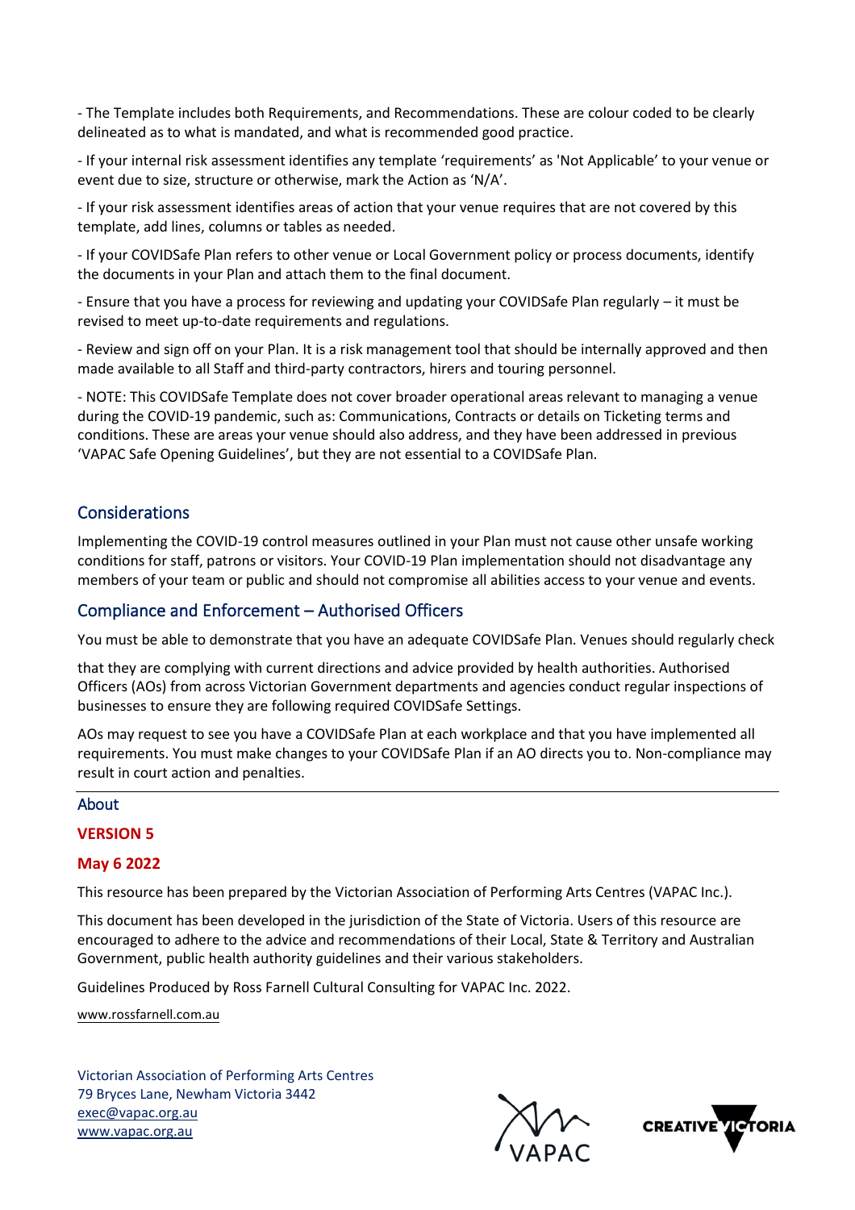- The Template includes both Requirements, and Recommendations. These are colour coded to be clearly delineated as to what is mandated, and what is recommended good practice.

- If your internal risk assessment identifies any template 'requirements' as 'Not Applicable' to your venue or event due to size, structure or otherwise, mark the Action as 'N/A'.

- If your risk assessment identifies areas of action that your venue requires that are not covered by this template, add lines, columns or tables as needed.

- If your COVIDSafe Plan refers to other venue or Local Government policy or process documents, identify the documents in your Plan and attach them to the final document.

- Ensure that you have a process for reviewing and updating your COVIDSafe Plan regularly – it must be revised to meet up-to-date requirements and regulations.

- Review and sign off on your Plan. It is a risk management tool that should be internally approved and then made available to all Staff and third-party contractors, hirers and touring personnel.

- NOTE: This COVIDSafe Template does not cover broader operational areas relevant to managing a venue during the COVID-19 pandemic, such as: Communications, Contracts or details on Ticketing terms and conditions. These are areas your venue should also address, and they have been addressed in previous 'VAPAC Safe Opening Guidelines', but they are not essential to a COVIDSafe Plan.

## Considerations

Implementing the COVID-19 control measures outlined in your Plan must not cause other unsafe working conditions for staff, patrons or visitors. Your COVID-19 Plan implementation should not disadvantage any members of your team or public and should not compromise all abilities access to your venue and events.

## Compliance and Enforcement – Authorised Officers

You must be able to demonstrate that you have an adequate COVIDSafe Plan. Venues should regularly check

that they are complying with current directions and advice provided by health authorities. Authorised Officers (AOs) from across Victorian Government departments and agencies conduct regular inspections of businesses to ensure they are following required COVIDSafe Settings.

AOs may request to see you have a COVIDSafe Plan at each workplace and that you have implemented all requirements. You must make changes to your COVIDSafe Plan if an AO directs you to. Non-compliance may result in court action and penalties.

---

## About

**VERSION 5**

**May 6 2022**

This resource has been prepared by the Victorian Association of Performing Arts Centres (VAPAC Inc.).

This document has been developed in the jurisdiction of the State of Victoria. Users of this resource are encouraged to adhere to the advice and recommendations of their Local, State & Territory and Australian Government, public health authority guidelines and their various stakeholders.

Guidelines Produced by Ross Farnell Cultural Consulting for VAPAC Inc. 2022.

www.rossfarnell.com.au

Victorian Association of Performing Arts Centres
79 Bryces Lane, Newham Victoria 3442
exec@vapac.org.au
www.vapac.org.au

VAPAC

CREATIVE VICTORIA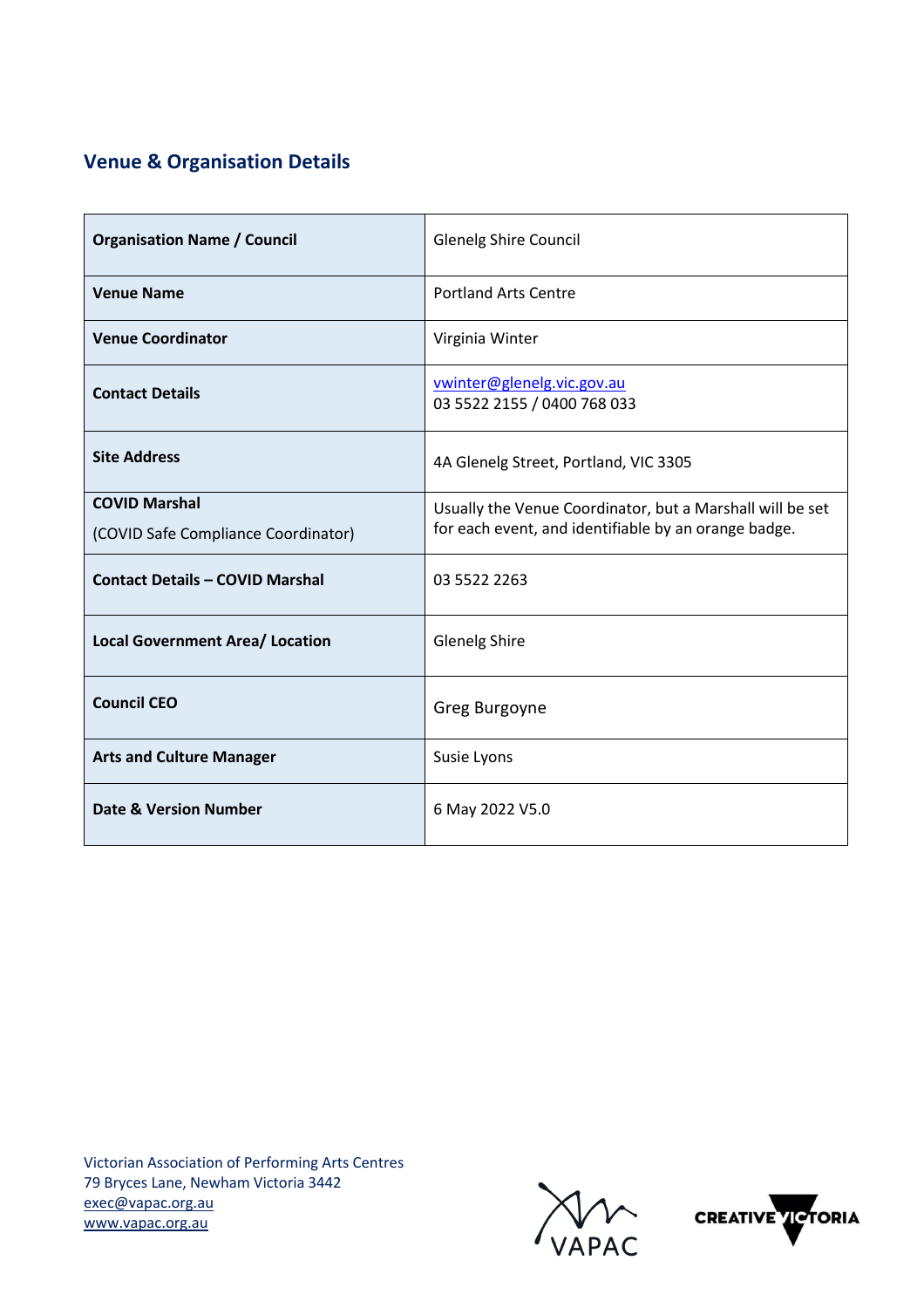## Venue & Organisation Details

| | |
|---|---|
| **Organisation Name / Council** | Glenelg Shire Council |
| **Venue Name** | Portland Arts Centre |
| **Venue Coordinator** | Virginia Winter |
| **Contact Details** | vwinter@glenelg.vic.gov.au<br>03 5522 2155 / 0400 768 033 |
| **Site Address** | 4A Glenelg Street, Portland, VIC 3305 |
| **COVID Marshal**<br>(COVID Safe Compliance Coordinator) | Usually the Venue Coordinator, but a Marshall will be set for each event, and identifiable by an orange badge. |
| **Contact Details – COVID Marshal** | 03 5522 2263 |
| **Local Government Area/ Location** | Glenelg Shire |
| **Council CEO** | Greg Burgoyne |
| **Arts and Culture Manager** | Susie Lyons |
| **Date & Version Number** | 6 May 2022 V5.0 |

Victorian Association of Performing Arts Centres
79 Bryces Lane, Newham Victoria 3442
exec@vapac.org.au
www.vapac.org.au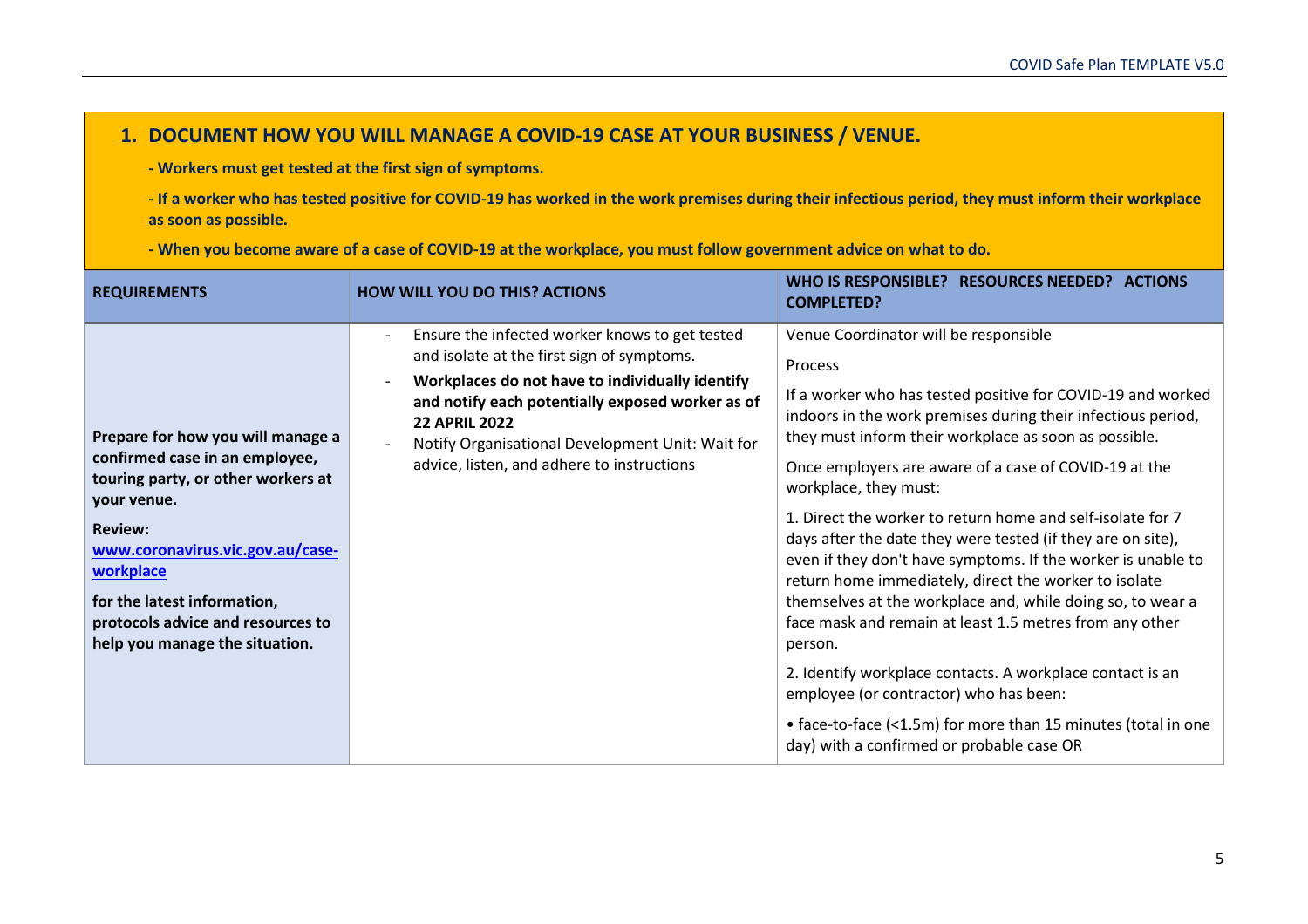## 1. DOCUMENT HOW YOU WILL MANAGE A COVID-19 CASE AT YOUR BUSINESS / VENUE.

**- Workers must get tested at the first sign of symptoms.**

**- If a worker who has tested positive for COVID-19 has worked in the work premises during their infectious period, they must inform their workplace as soon as possible.**

**- When you become aware of a case of COVID-19 at the workplace, you must follow government advice on what to do.**

| REQUIREMENTS | HOW WILL YOU DO THIS? ACTIONS | WHO IS RESPONSIBLE? RESOURCES NEEDED? ACTIONS COMPLETED? |
|---|---|---|
| **Prepare for how you will manage a confirmed case in an employee, touring party, or other workers at your venue.**<br><br>**Review: [www.coronavirus.vic.gov.au/case-workplace](www.coronavirus.vic.gov.au/case-workplace)**<br><br>**for the latest information, protocols advice and resources to help you manage the situation.** | - Ensure the infected worker knows to get tested and isolate at the first sign of symptoms.<br>- **Workplaces do not have to individually identify and notify each potentially exposed worker as of 22 APRIL 2022**<br>- Notify Organisational Development Unit: Wait for advice, listen, and adhere to instructions | Venue Coordinator will be responsible<br><br>Process<br><br>If a worker who has tested positive for COVID-19 and worked indoors in the work premises during their infectious period, they must inform their workplace as soon as possible.<br><br>Once employers are aware of a case of COVID-19 at the workplace, they must:<br><br>1. Direct the worker to return home and self-isolate for 7 days after the date they were tested (if they are on site), even if they don't have symptoms. If the worker is unable to return home immediately, direct the worker to isolate themselves at the workplace and, while doing so, to wear a face mask and remain at least 1.5 metres from any other person.<br><br>2. Identify workplace contacts. A workplace contact is an employee (or contractor) who has been:<br><br>• face-to-face (<1.5m) for more than 15 minutes (total in one day) with a confirmed or probable case OR |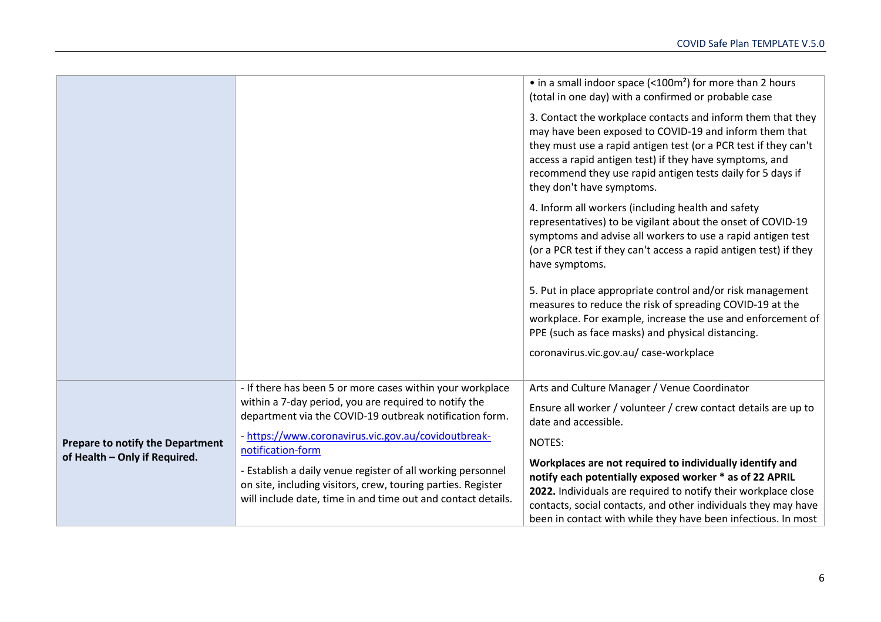| | | |
|---|---|---|
| | | • in a small indoor space (<100m²) for more than 2 hours (total in one day) with a confirmed or probable case<br><br>3. Contact the workplace contacts and inform them that they may have been exposed to COVID-19 and inform them that they must use a rapid antigen test (or a PCR test if they can't access a rapid antigen test) if they have symptoms, and recommend they use rapid antigen tests daily for 5 days if they don't have symptoms.<br><br>4. Inform all workers (including health and safety representatives) to be vigilant about the onset of COVID-19 symptoms and advise all workers to use a rapid antigen test (or a PCR test if they can't access a rapid antigen test) if they have symptoms.<br><br>5. Put in place appropriate control and/or risk management measures to reduce the risk of spreading COVID-19 at the workplace. For example, increase the use and enforcement of PPE (such as face masks) and physical distancing.<br><br>coronavirus.vic.gov.au/ case-workplace |
| **Prepare to notify the Department of Health – Only if Required.** | - If there has been 5 or more cases within your workplace within a 7-day period, you are required to notify the department via the COVID-19 outbreak notification form.<br><br>- https://www.coronavirus.vic.gov.au/covidoutbreak-notification-form<br><br>- Establish a daily venue register of all working personnel on site, including visitors, crew, touring parties. Register will include date, time in and time out and contact details. | Arts and Culture Manager / Venue Coordinator<br><br>Ensure all worker / volunteer / crew contact details are up to date and accessible.<br><br>NOTES:<br><br>**Workplaces are not required to individually identify and notify each potentially exposed worker * as of 22 APRIL 2022.** Individuals are required to notify their workplace close contacts, social contacts, and other individuals they may have been in contact with while they have been infectious. In most |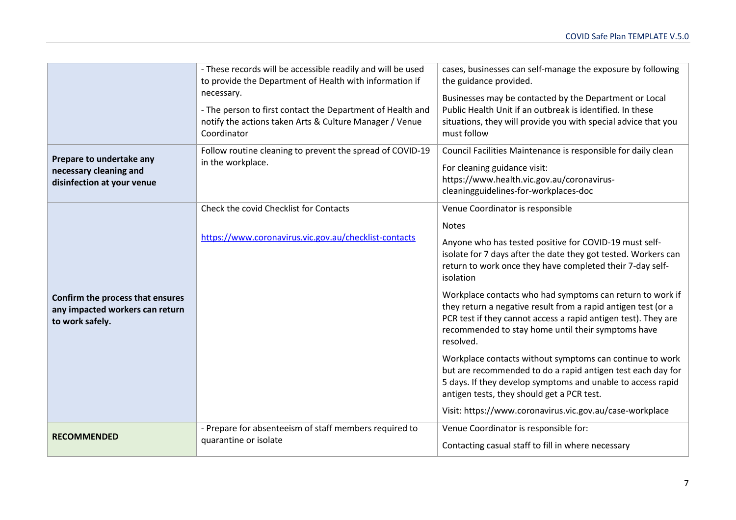| | | |
|---|---|---|
| | - These records will be accessible readily and will be used to provide the Department of Health with information if necessary.<br><br>- The person to first contact the Department of Health and notify the actions taken Arts & Culture Manager / Venue Coordinator | cases, businesses can self-manage the exposure by following the guidance provided.<br><br>Businesses may be contacted by the Department or Local Public Health Unit if an outbreak is identified. In these situations, they will provide you with special advice that you must follow |
| **Prepare to undertake any necessary cleaning and disinfection at your venue** | Follow routine cleaning to prevent the spread of COVID-19 in the workplace. | Council Facilities Maintenance is responsible for daily clean<br><br>For cleaning guidance visit: https://www.health.vic.gov.au/coronavirus-cleaningguidelines-for-workplaces-doc |
| **Confirm the process that ensures any impacted workers can return to work safely.** | Check the covid Checklist for Contacts<br><br>[https://www.coronavirus.vic.gov.au/checklist-contacts](https://www.coronavirus.vic.gov.au/checklist-contacts) | Venue Coordinator is responsible<br><br>Notes<br><br>Anyone who has tested positive for COVID-19 must self-isolate for 7 days after the date they got tested. Workers can return to work once they have completed their 7-day self-isolation<br><br>Workplace contacts who had symptoms can return to work if they return a negative result from a rapid antigen test (or a PCR test if they cannot access a rapid antigen test). They are recommended to stay home until their symptoms have resolved.<br><br>Workplace contacts without symptoms can continue to work but are recommended to do a rapid antigen test each day for 5 days. If they develop symptoms and unable to access rapid antigen tests, they should get a PCR test.<br><br>Visit: https://www.coronavirus.vic.gov.au/case-workplace |
| **RECOMMENDED** | - Prepare for absenteeism of staff members required to quarantine or isolate | Venue Coordinator is responsible for:<br><br>Contacting casual staff to fill in where necessary |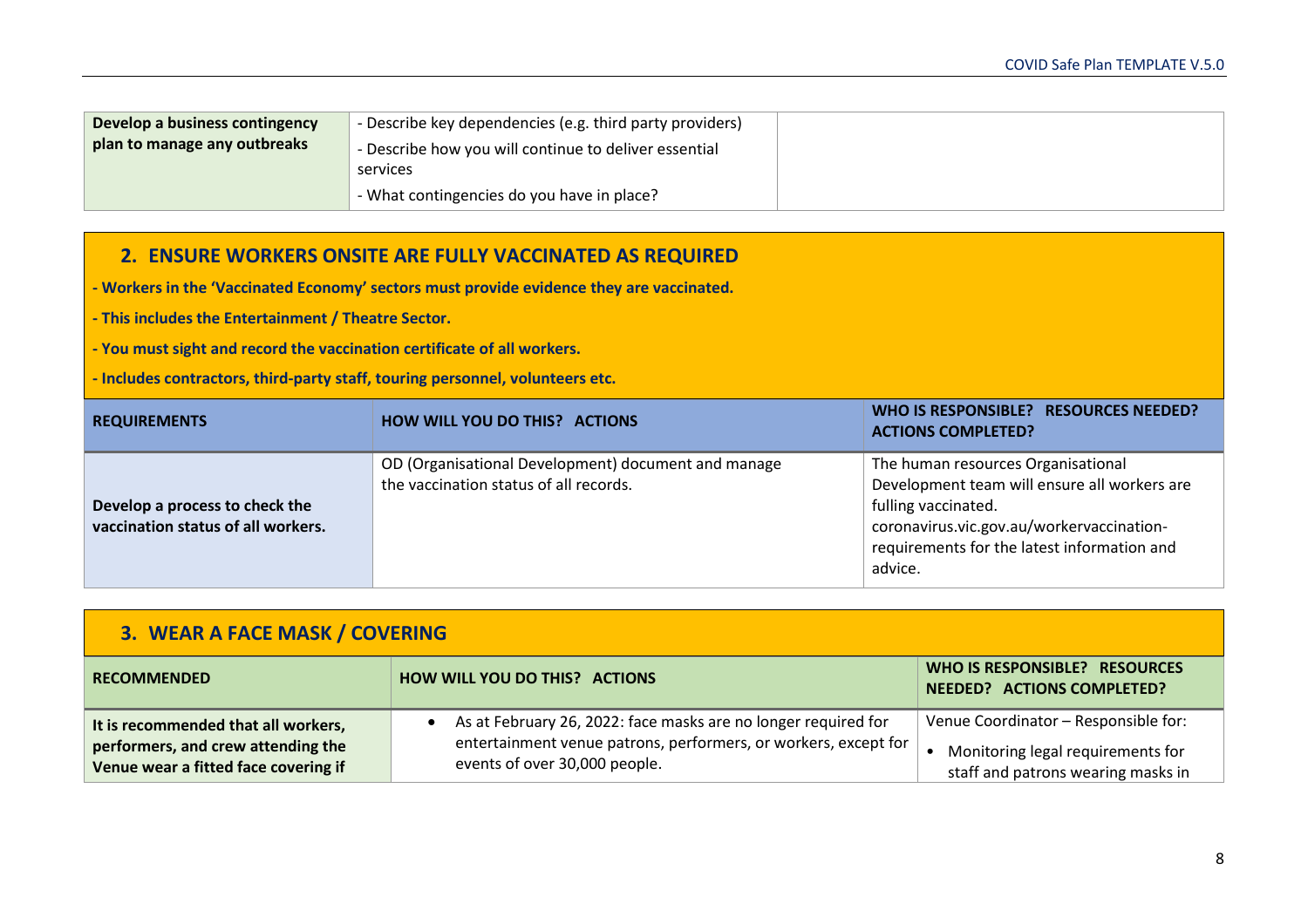| Develop a business contingency plan to manage any outbreaks | - Describe key dependencies (e.g. third party providers)<br>- Describe how you will continue to deliver essential services<br>- What contingencies do you have in place? | |
|---|---|---|

## 2. ENSURE WORKERS ONSITE ARE FULLY VACCINATED AS REQUIRED

**- Workers in the 'Vaccinated Economy' sectors must provide evidence they are vaccinated.**

**- This includes the Entertainment / Theatre Sector.**

**- You must sight and record the vaccination certificate of all workers.**

**- Includes contractors, third-party staff, touring personnel, volunteers etc.**

| REQUIREMENTS | HOW WILL YOU DO THIS? ACTIONS | WHO IS RESPONSIBLE? RESOURCES NEEDED? ACTIONS COMPLETED? |
|---|---|---|
| **Develop a process to check the vaccination status of all workers.** | OD (Organisational Development) document and manage the vaccination status of all records. | The human resources Organisational Development team will ensure all workers are fulling vaccinated.<br>coronavirus.vic.gov.au/workervaccination-requirements for the latest information and advice. |

## 3. WEAR A FACE MASK / COVERING

| RECOMMENDED | HOW WILL YOU DO THIS? ACTIONS | WHO IS RESPONSIBLE? RESOURCES NEEDED? ACTIONS COMPLETED? |
|---|---|---|
| **It is recommended that all workers, performers, and crew attending the Venue wear a fitted face covering if** | • As at February 26, 2022: face masks are no longer required for entertainment venue patrons, performers, or workers, except for events of over 30,000 people. | Venue Coordinator – Responsible for:<br>• Monitoring legal requirements for staff and patrons wearing masks in |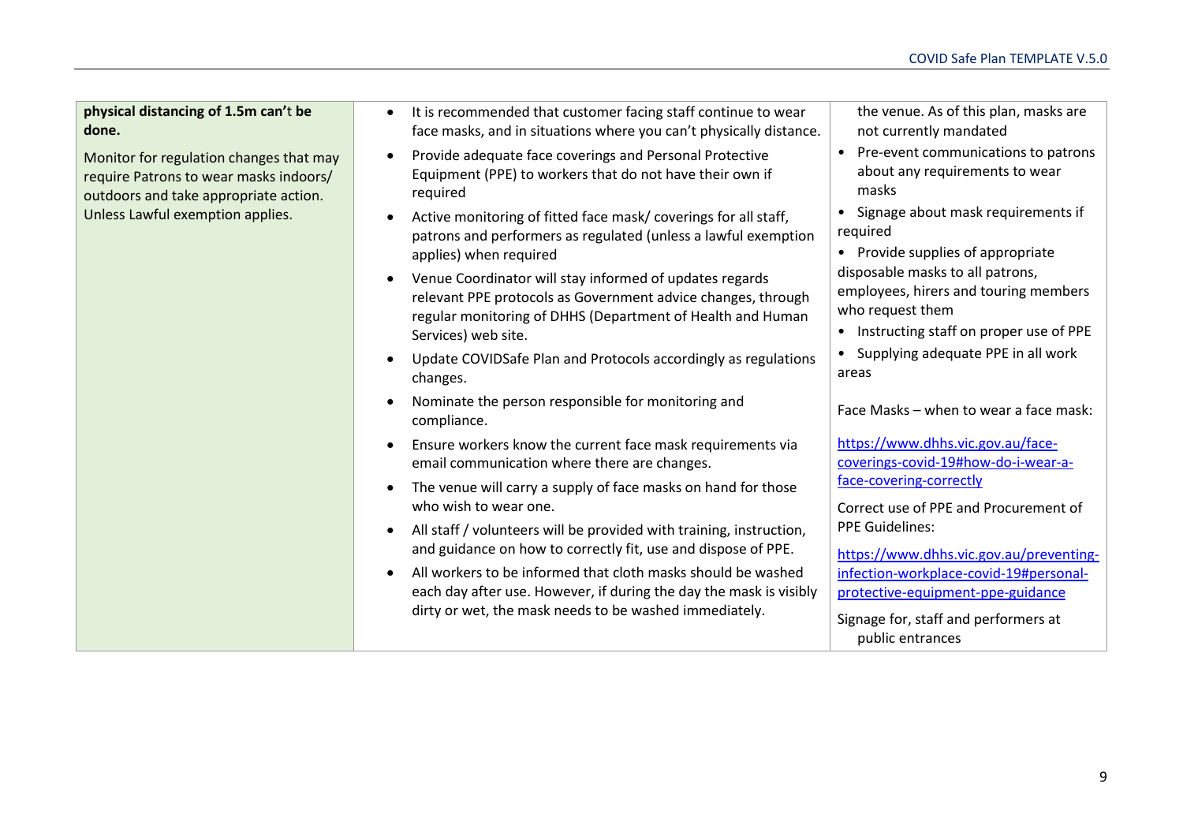| | | |
|---|---|---|
| **physical distancing of 1.5m can't be done.**<br><br>Monitor for regulation changes that may require Patrons to wear masks indoors/ outdoors and take appropriate action. Unless Lawful exemption applies. | • It is recommended that customer facing staff continue to wear face masks, and in situations where you can't physically distance.<br>• Provide adequate face coverings and Personal Protective Equipment (PPE) to workers that do not have their own if required<br>• Active monitoring of fitted face mask/ coverings for all staff, patrons and performers as regulated (unless a lawful exemption applies) when required<br>• Venue Coordinator will stay informed of updates regards relevant PPE protocols as Government advice changes, through regular monitoring of DHHS (Department of Health and Human Services) web site.<br>• Update COVIDSafe Plan and Protocols accordingly as regulations changes.<br>• Nominate the person responsible for monitoring and compliance.<br>• Ensure workers know the current face mask requirements via email communication where there are changes.<br>• The venue will carry a supply of face masks on hand for those who wish to wear one.<br>• All staff / volunteers will be provided with training, instruction, and guidance on how to correctly fit, use and dispose of PPE.<br>• All workers to be informed that cloth masks should be washed each day after use. However, if during the day the mask is visibly dirty or wet, the mask needs to be washed immediately. | the venue. As of this plan, masks are not currently mandated<br>• Pre-event communications to patrons about any requirements to wear masks<br>• Signage about mask requirements if required<br>• Provide supplies of appropriate disposable masks to all patrons, employees, hirers and touring members who request them<br>• Instructing staff on proper use of PPE<br>• Supplying adequate PPE in all work areas<br><br>Face Masks – when to wear a face mask:<br><br>https://www.dhhs.vic.gov.au/face-coverings-covid-19#how-do-i-wear-a-face-covering-correctly<br><br>Correct use of PPE and Procurement of PPE Guidelines:<br><br>https://www.dhhs.vic.gov.au/preventing-infection-workplace-covid-19#personal-protective-equipment-ppe-guidance<br><br>Signage for, staff and performers at public entrances |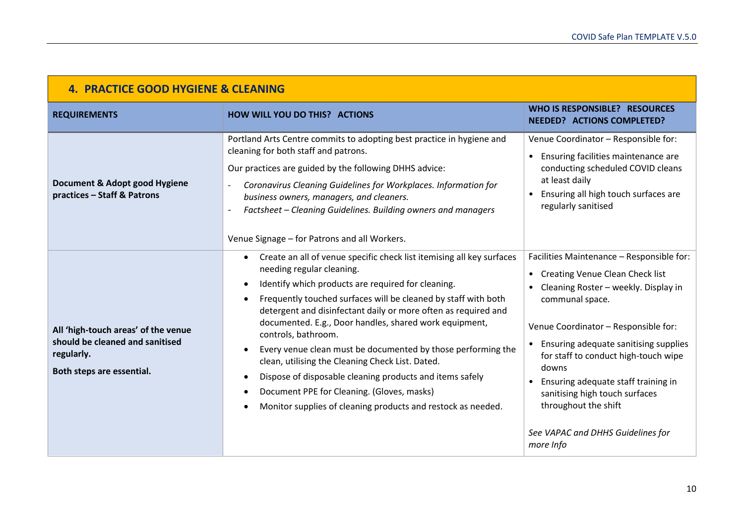## 4. PRACTICE GOOD HYGIENE & CLEANING

| REQUIREMENTS | HOW WILL YOU DO THIS? ACTIONS | WHO IS RESPONSIBLE? RESOURCES NEEDED? ACTIONS COMPLETED? |
|---|---|---|
| **Document & Adopt good Hygiene practices – Staff & Patrons** | Portland Arts Centre commits to adopting best practice in hygiene and cleaning for both staff and patrons.<br><br>Our practices are guided by the following DHHS advice:<br>- *Coronavirus Cleaning Guidelines for Workplaces. Information for business owners, managers, and cleaners.*<br>- *Factsheet – Cleaning Guidelines. Building owners and managers*<br><br>Venue Signage – for Patrons and all Workers. | Venue Coordinator – Responsible for:<br>• Ensuring facilities maintenance are conducting scheduled COVID cleans at least daily<br>• Ensuring all high touch surfaces are regularly sanitised |
| **All 'high-touch areas' of the venue should be cleaned and sanitised regularly.**<br><br>**Both steps are essential.** | • Create an all of venue specific check list itemising all key surfaces needing regular cleaning.<br>• Identify which products are required for cleaning.<br>• Frequently touched surfaces will be cleaned by staff with both detergent and disinfectant daily or more often as required and documented. E.g., Door handles, shared work equipment, controls, bathroom.<br>• Every venue clean must be documented by those performing the clean, utilising the Cleaning Check List. Dated.<br>• Dispose of disposable cleaning products and items safely<br>• Document PPE for Cleaning. (Gloves, masks)<br>• Monitor supplies of cleaning products and restock as needed. | Facilities Maintenance – Responsible for:<br>• Creating Venue Clean Check list<br>• Cleaning Roster – weekly. Display in communal space.<br><br>Venue Coordinator – Responsible for:<br>• Ensuring adequate sanitising supplies for staff to conduct high-touch wipe downs<br>• Ensuring adequate staff training in sanitising high touch surfaces throughout the shift<br><br>*See VAPAC and DHHS Guidelines for more Info* |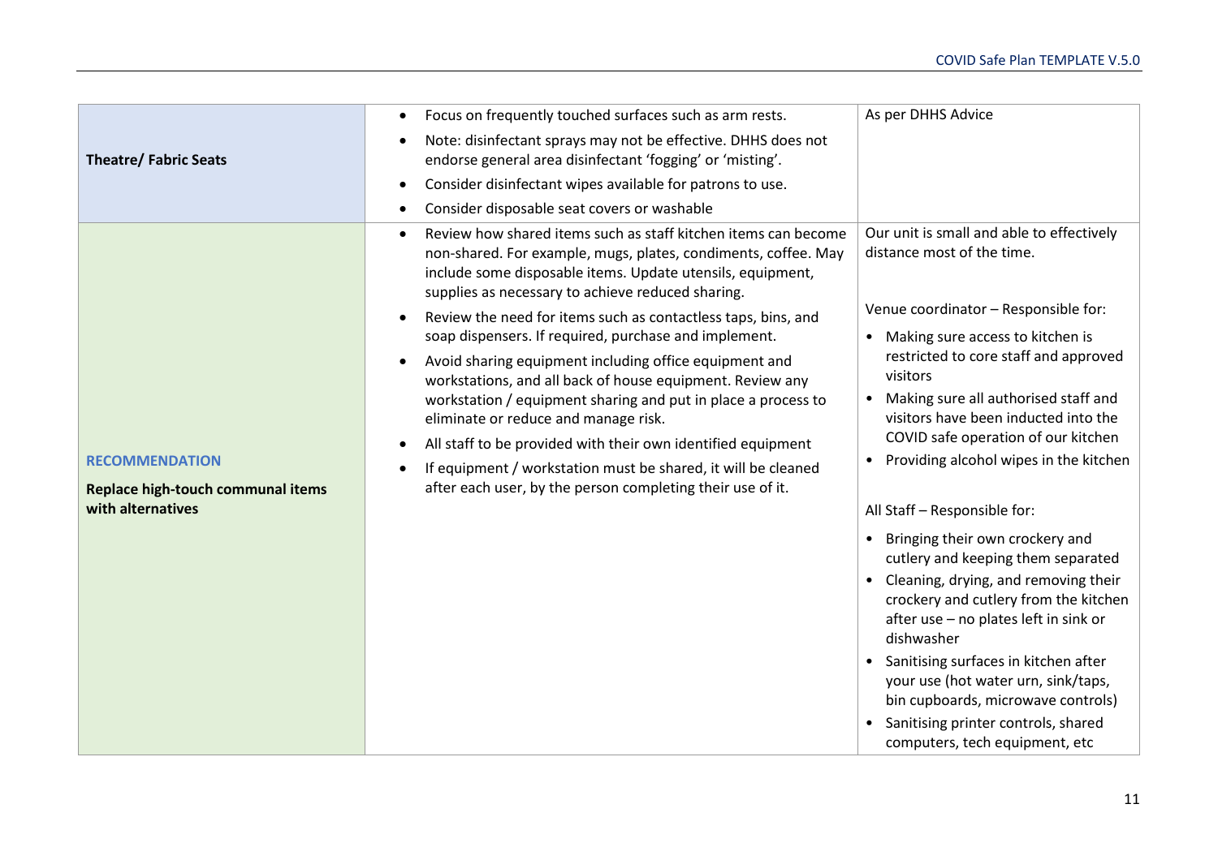| | | |
|---|---|---|
| **Theatre/ Fabric Seats** | • Focus on frequently touched surfaces such as arm rests.<br>• Note: disinfectant sprays may not be effective. DHHS does not endorse general area disinfectant 'fogging' or 'misting'.<br>• Consider disinfectant wipes available for patrons to use.<br>• Consider disposable seat covers or washable | As per DHHS Advice |
| **RECOMMENDATION**<br>**Replace high-touch communal items with alternatives** | • Review how shared items such as staff kitchen items can become non-shared. For example, mugs, plates, condiments, coffee. May include some disposable items. Update utensils, equipment, supplies as necessary to achieve reduced sharing.<br>• Review the need for items such as contactless taps, bins, and soap dispensers. If required, purchase and implement.<br>• Avoid sharing equipment including office equipment and workstations, and all back of house equipment. Review any workstation / equipment sharing and put in place a process to eliminate or reduce and manage risk.<br>• All staff to be provided with their own identified equipment<br>• If equipment / workstation must be shared, it will be cleaned after each user, by the person completing their use of it. | Our unit is small and able to effectively distance most of the time.<br><br>Venue coordinator – Responsible for:<br>• Making sure access to kitchen is restricted to core staff and approved visitors<br>• Making sure all authorised staff and visitors have been inducted into the COVID safe operation of our kitchen<br>• Providing alcohol wipes in the kitchen<br><br>All Staff – Responsible for:<br>• Bringing their own crockery and cutlery and keeping them separated<br>• Cleaning, drying, and removing their crockery and cutlery from the kitchen after use – no plates left in sink or dishwasher<br>• Sanitising surfaces in kitchen after your use (hot water urn, sink/taps, bin cupboards, microwave controls)<br>• Sanitising printer controls, shared computers, tech equipment, etc |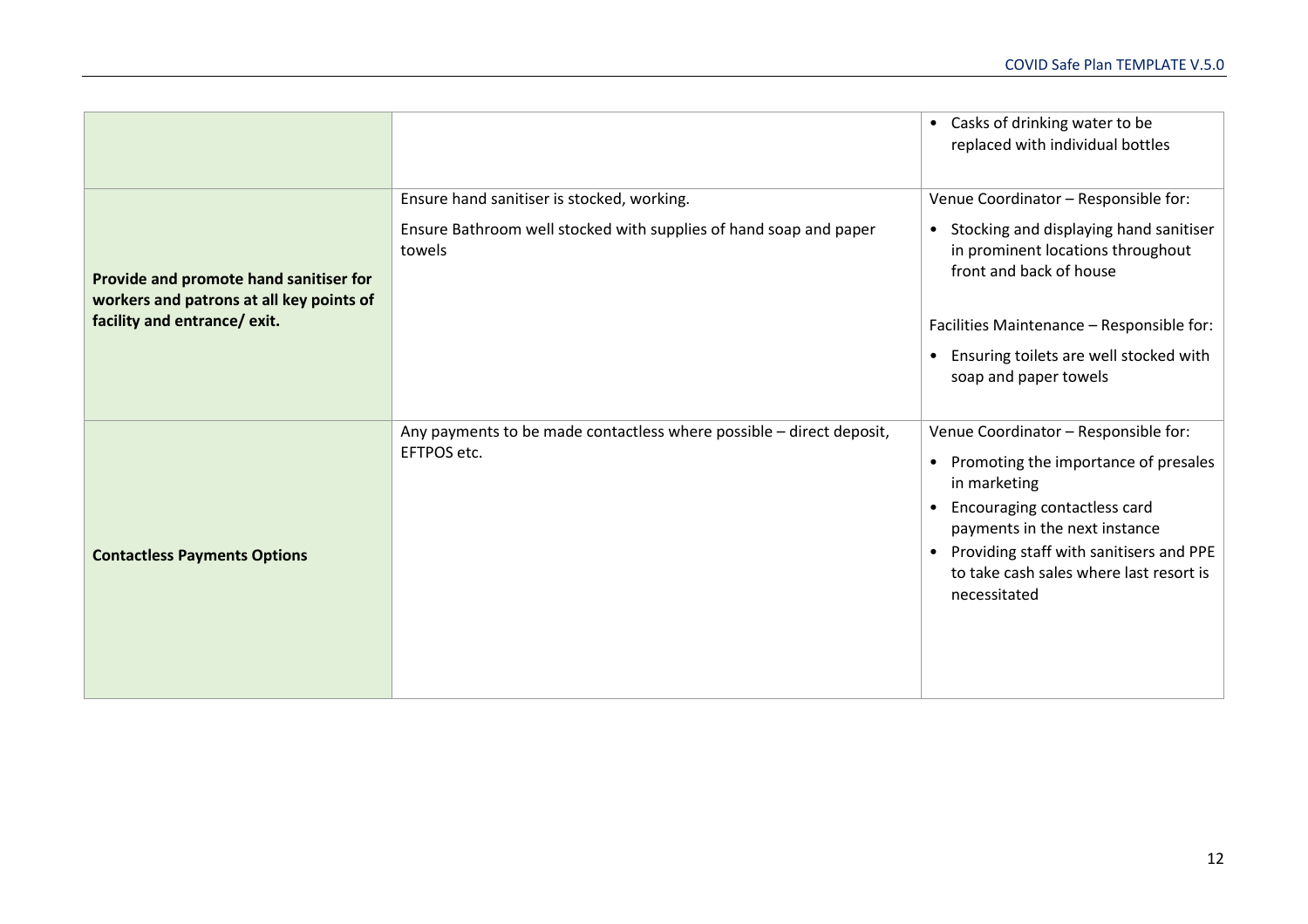| | | |
|---|---|---|
| | | • Casks of drinking water to be replaced with individual bottles |
| **Provide and promote hand sanitiser for workers and patrons at all key points of facility and entrance/ exit.** | Ensure hand sanitiser is stocked, working.<br><br>Ensure Bathroom well stocked with supplies of hand soap and paper towels | Venue Coordinator – Responsible for:<br><br>• Stocking and displaying hand sanitiser in prominent locations throughout front and back of house<br><br>Facilities Maintenance – Responsible for:<br><br>• Ensuring toilets are well stocked with soap and paper towels |
| **Contactless Payments Options** | Any payments to be made contactless where possible – direct deposit, EFTPOS etc. | Venue Coordinator – Responsible for:<br><br>• Promoting the importance of presales in marketing<br>• Encouraging contactless card payments in the next instance<br>• Providing staff with sanitisers and PPE to take cash sales where last resort is necessitated |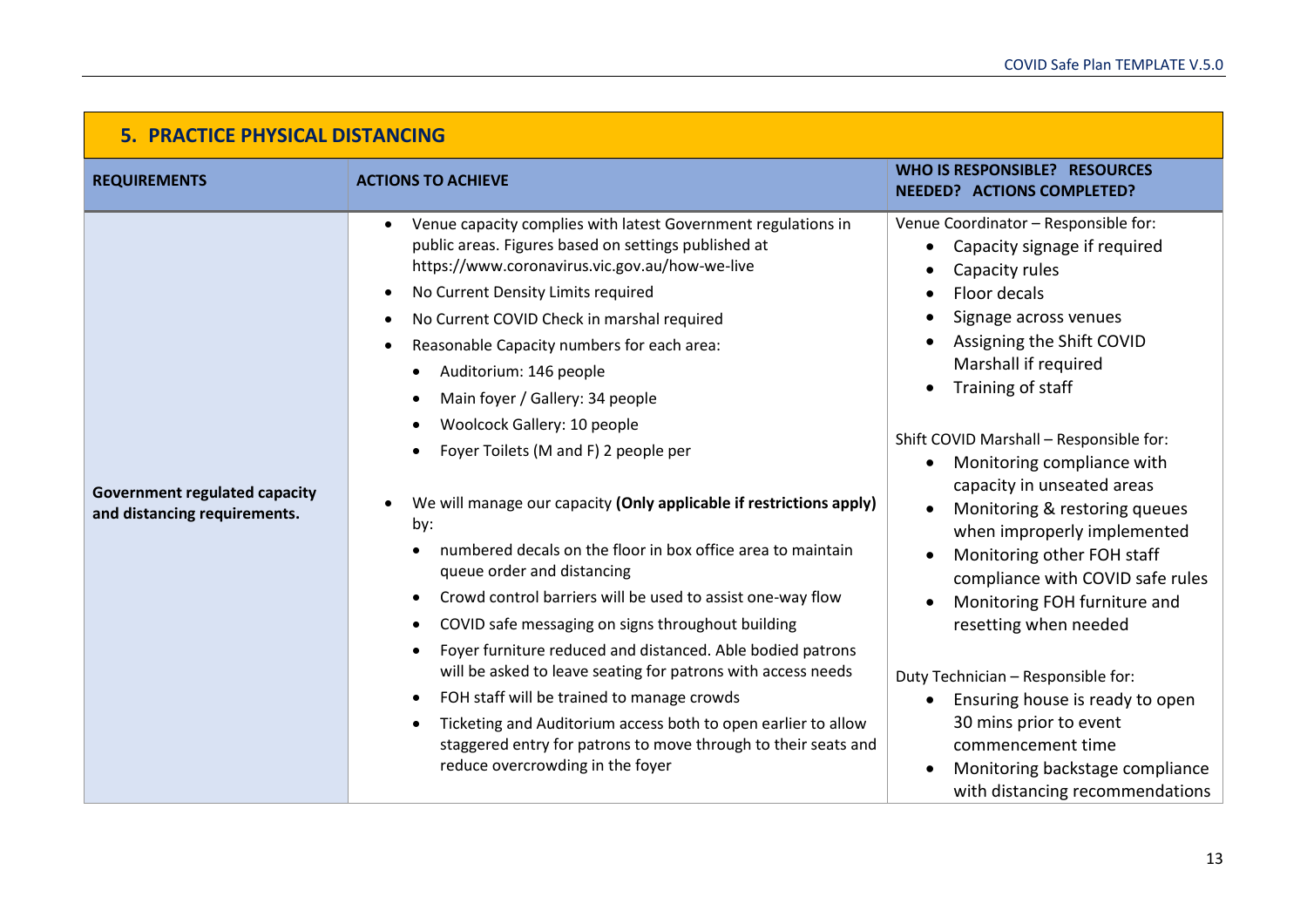## 5. PRACTICE PHYSICAL DISTANCING

| REQUIREMENTS | ACTIONS TO ACHIEVE | WHO IS RESPONSIBLE? RESOURCES NEEDED? ACTIONS COMPLETED? |
|---|---|---|
| **Government regulated capacity and distancing requirements.** | • Venue capacity complies with latest Government regulations in public areas. Figures based on settings published at https://www.coronavirus.vic.gov.au/how-we-live<br>• No Current Density Limits required<br>• No Current COVID Check in marshal required<br>• Reasonable Capacity numbers for each area:<br>&nbsp;&nbsp;• Auditorium: 146 people<br>&nbsp;&nbsp;• Main foyer / Gallery: 34 people<br>&nbsp;&nbsp;• Woolcock Gallery: 10 people<br>&nbsp;&nbsp;• Foyer Toilets (M and F) 2 people per<br><br>• We will manage our capacity **(Only applicable if restrictions apply)** by:<br>&nbsp;&nbsp;• numbered decals on the floor in box office area to maintain queue order and distancing<br>&nbsp;&nbsp;• Crowd control barriers will be used to assist one-way flow<br>&nbsp;&nbsp;• COVID safe messaging on signs throughout building<br>&nbsp;&nbsp;• Foyer furniture reduced and distanced. Able bodied patrons will be asked to leave seating for patrons with access needs<br>&nbsp;&nbsp;• FOH staff will be trained to manage crowds<br>&nbsp;&nbsp;• Ticketing and Auditorium access both to open earlier to allow staggered entry for patrons to move through to their seats and reduce overcrowding in the foyer | Venue Coordinator – Responsible for:<br>• Capacity signage if required<br>• Capacity rules<br>• Floor decals<br>• Signage across venues<br>• Assigning the Shift COVID Marshall if required<br>• Training of staff<br><br>Shift COVID Marshall – Responsible for:<br>• Monitoring compliance with capacity in unseated areas<br>• Monitoring & restoring queues when improperly implemented<br>• Monitoring other FOH staff compliance with COVID safe rules<br>• Monitoring FOH furniture and resetting when needed<br><br>Duty Technician – Responsible for:<br>• Ensuring house is ready to open 30 mins prior to event commencement time<br>• Monitoring backstage compliance with distancing recommendations |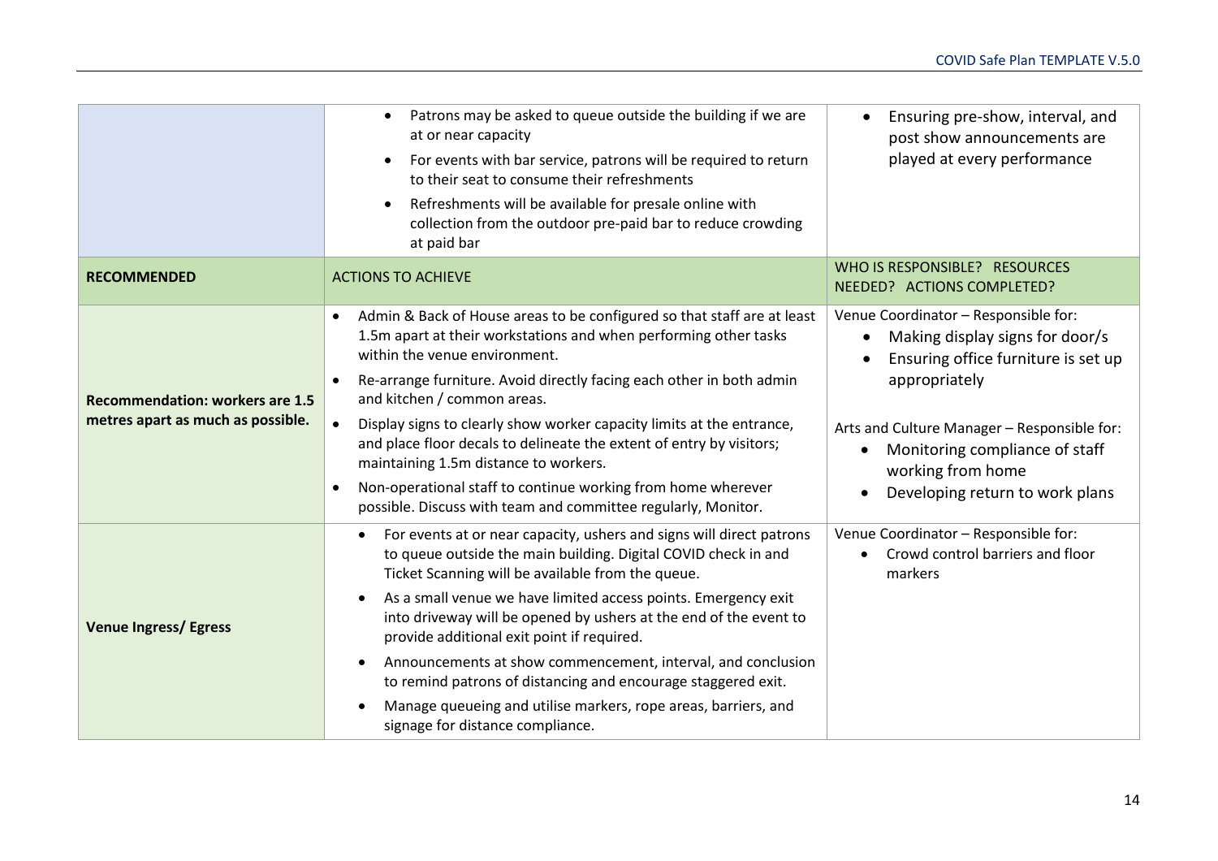| | | |
|---|---|---|
| | • Patrons may be asked to queue outside the building if we are at or near capacity<br>• For events with bar service, patrons will be required to return to their seat to consume their refreshments<br>• Refreshments will be available for presale online with collection from the outdoor pre-paid bar to reduce crowding at paid bar | • Ensuring pre-show, interval, and post show announcements are played at every performance |
| **RECOMMENDED** | ACTIONS TO ACHIEVE | WHO IS RESPONSIBLE? RESOURCES NEEDED? ACTIONS COMPLETED? |
| **Recommendation: workers are 1.5 metres apart as much as possible.** | • Admin & Back of House areas to be configured so that staff are at least 1.5m apart at their workstations and when performing other tasks within the venue environment.<br>• Re-arrange furniture. Avoid directly facing each other in both admin and kitchen / common areas.<br>• Display signs to clearly show worker capacity limits at the entrance, and place floor decals to delineate the extent of entry by visitors; maintaining 1.5m distance to workers.<br>• Non-operational staff to continue working from home wherever possible. Discuss with team and committee regularly, Monitor. | Venue Coordinator – Responsible for:<br>• Making display signs for door/s<br>• Ensuring office furniture is set up appropriately<br><br>Arts and Culture Manager – Responsible for:<br>• Monitoring compliance of staff working from home<br>• Developing return to work plans |
| **Venue Ingress/ Egress** | • For events at or near capacity, ushers and signs will direct patrons to queue outside the main building. Digital COVID check in and Ticket Scanning will be available from the queue.<br>• As a small venue we have limited access points. Emergency exit into driveway will be opened by ushers at the end of the event to provide additional exit point if required.<br>• Announcements at show commencement, interval, and conclusion to remind patrons of distancing and encourage staggered exit.<br>• Manage queueing and utilise markers, rope areas, barriers, and signage for distance compliance. | Venue Coordinator – Responsible for:<br>• Crowd control barriers and floor markers |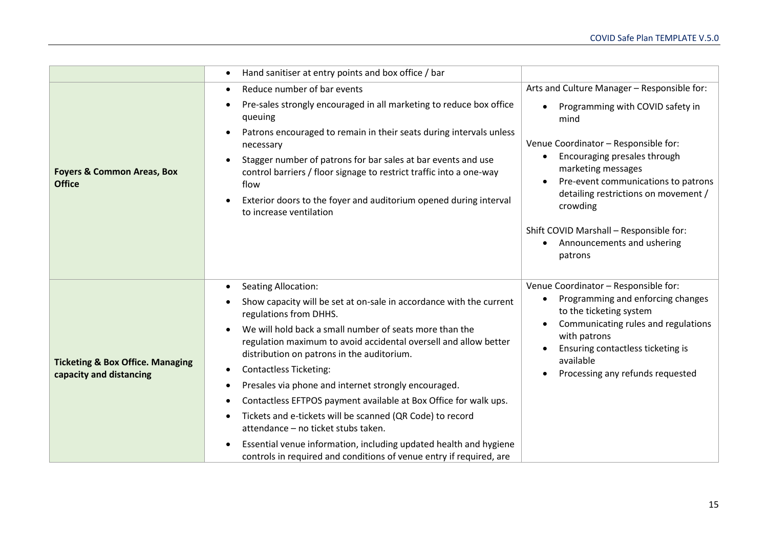| | | |
|---|---|---|
| | • Hand sanitiser at entry points and box office / bar | |
| **Foyers & Common Areas, Box Office** | • Reduce number of bar events<br>• Pre-sales strongly encouraged in all marketing to reduce box office queuing<br>• Patrons encouraged to remain in their seats during intervals unless necessary<br>• Stagger number of patrons for bar sales at bar events and use control barriers / floor signage to restrict traffic into a one-way flow<br>• Exterior doors to the foyer and auditorium opened during interval to increase ventilation | Arts and Culture Manager – Responsible for:<br>• Programming with COVID safety in mind<br><br>Venue Coordinator – Responsible for:<br>• Encouraging presales through marketing messages<br>• Pre-event communications to patrons detailing restrictions on movement / crowding<br><br>Shift COVID Marshall – Responsible for:<br>• Announcements and ushering patrons |
| **Ticketing & Box Office. Managing capacity and distancing** | • Seating Allocation:<br>• Show capacity will be set at on-sale in accordance with the current regulations from DHHS.<br>• We will hold back a small number of seats more than the regulation maximum to avoid accidental oversell and allow better distribution on patrons in the auditorium.<br>• Contactless Ticketing:<br>• Presales via phone and internet strongly encouraged.<br>• Contactless EFTPOS payment available at Box Office for walk ups.<br>• Tickets and e-tickets will be scanned (QR Code) to record attendance – no ticket stubs taken.<br>• Essential venue information, including updated health and hygiene controls in required and conditions of venue entry if required, are | Venue Coordinator – Responsible for:<br>• Programming and enforcing changes to the ticketing system<br>• Communicating rules and regulations with patrons<br>• Ensuring contactless ticketing is available<br>• Processing any refunds requested |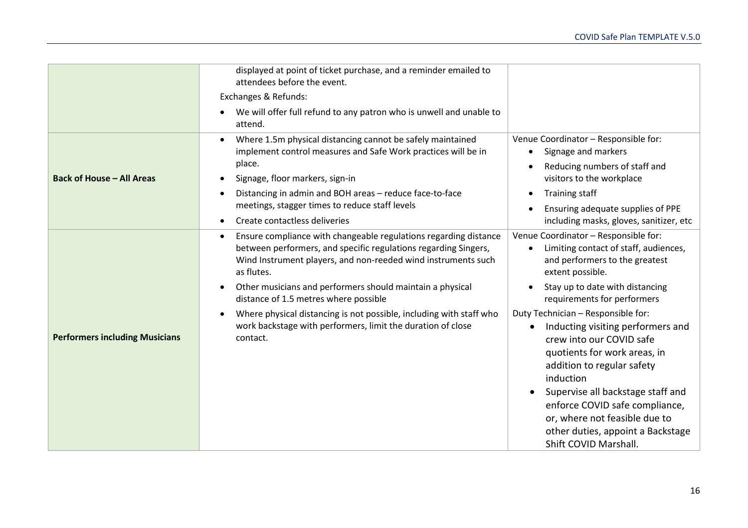| | | |
|---|---|---|
| | displayed at point of ticket purchase, and a reminder emailed to attendees before the event.<br>Exchanges & Refunds:<br>• We will offer full refund to any patron who is unwell and unable to attend. | |
| **Back of House – All Areas** | • Where 1.5m physical distancing cannot be safely maintained implement control measures and Safe Work practices will be in place.<br>• Signage, floor markers, sign-in<br>• Distancing in admin and BOH areas – reduce face-to-face meetings, stagger times to reduce staff levels<br>• Create contactless deliveries | Venue Coordinator – Responsible for:<br>• Signage and markers<br>• Reducing numbers of staff and visitors to the workplace<br>• Training staff<br>• Ensuring adequate supplies of PPE including masks, gloves, sanitizer, etc |
| **Performers including Musicians** | • Ensure compliance with changeable regulations regarding distance between performers, and specific regulations regarding Singers, Wind Instrument players, and non-reeded wind instruments such as flutes.<br>• Other musicians and performers should maintain a physical distance of 1.5 metres where possible<br>• Where physical distancing is not possible, including with staff who work backstage with performers, limit the duration of close contact. | Venue Coordinator – Responsible for:<br>• Limiting contact of staff, audiences, and performers to the greatest extent possible.<br>• Stay up to date with distancing requirements for performers<br>Duty Technician – Responsible for:<br>• Inducting visiting performers and crew into our COVID safe quotients for work areas, in addition to regular safety induction<br>• Supervise all backstage staff and enforce COVID safe compliance, or, where not feasible due to other duties, appoint a Backstage Shift COVID Marshall. |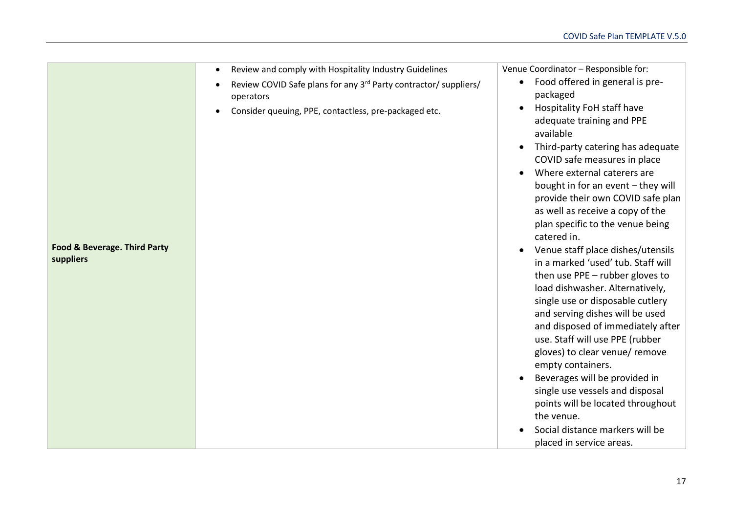| | | |
|---|---|---|
| **Food & Beverage. Third Party suppliers** | • Review and comply with Hospitality Industry Guidelines<br>• Review COVID Safe plans for any 3rd Party contractor/ suppliers/ operators<br>• Consider queuing, PPE, contactless, pre-packaged etc. | Venue Coordinator – Responsible for:<br>• Food offered in general is pre-packaged<br>• Hospitality FoH staff have adequate training and PPE available<br>• Third-party catering has adequate COVID safe measures in place<br>• Where external caterers are bought in for an event – they will provide their own COVID safe plan as well as receive a copy of the plan specific to the venue being catered in.<br>• Venue staff place dishes/utensils in a marked 'used' tub. Staff will then use PPE – rubber gloves to load dishwasher. Alternatively, single use or disposable cutlery and serving dishes will be used and disposed of immediately after use. Staff will use PPE (rubber gloves) to clear venue/ remove empty containers.<br>• Beverages will be provided in single use vessels and disposal points will be located throughout the venue.<br>• Social distance markers will be placed in service areas. |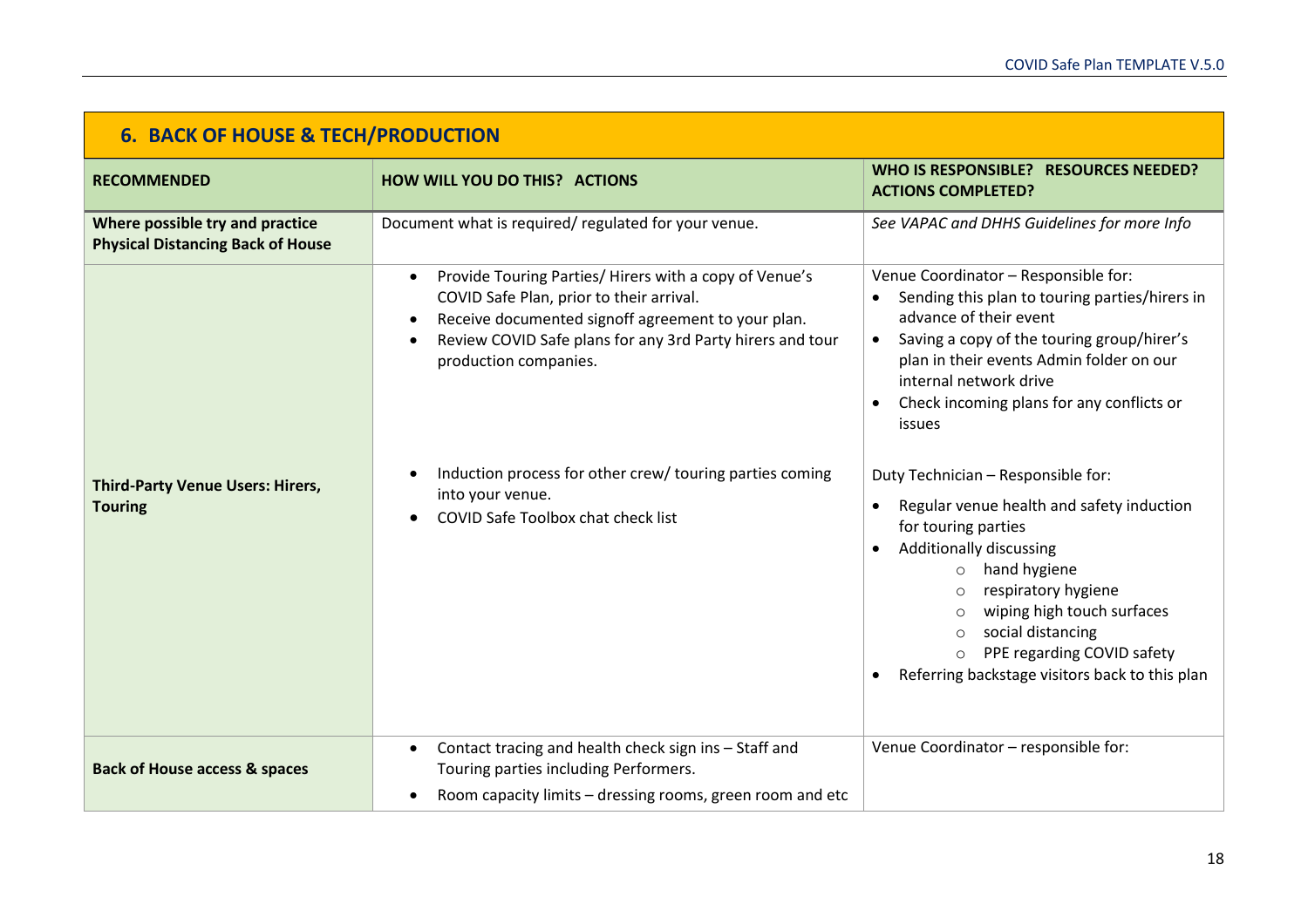## 6. BACK OF HOUSE & TECH/PRODUCTION

| RECOMMENDED | HOW WILL YOU DO THIS? ACTIONS | WHO IS RESPONSIBLE? RESOURCES NEEDED? ACTIONS COMPLETED? |
|---|---|---|
| **Where possible try and practice Physical Distancing Back of House** | Document what is required/ regulated for your venue. | *See VAPAC and DHHS Guidelines for more Info* |
| **Third-Party Venue Users: Hirers, Touring** | • Provide Touring Parties/ Hirers with a copy of Venue's COVID Safe Plan, prior to their arrival.<br>• Receive documented signoff agreement to your plan.<br>• Review COVID Safe plans for any 3rd Party hirers and tour production companies. | Venue Coordinator – Responsible for:<br>• Sending this plan to touring parties/hirers in advance of their event<br>• Saving a copy of the touring group/hirer's plan in their events Admin folder on our internal network drive<br>• Check incoming plans for any conflicts or issues |
| | • Induction process for other crew/ touring parties coming into your venue.<br>• COVID Safe Toolbox chat check list | Duty Technician – Responsible for:<br>• Regular venue health and safety induction for touring parties<br>• Additionally discussing<br>&nbsp;&nbsp;&nbsp;&nbsp;○ hand hygiene<br>&nbsp;&nbsp;&nbsp;&nbsp;○ respiratory hygiene<br>&nbsp;&nbsp;&nbsp;&nbsp;○ wiping high touch surfaces<br>&nbsp;&nbsp;&nbsp;&nbsp;○ social distancing<br>&nbsp;&nbsp;&nbsp;&nbsp;○ PPE regarding COVID safety<br>• Referring backstage visitors back to this plan |
| **Back of House access & spaces** | • Contact tracing and health check sign ins – Staff and Touring parties including Performers.<br>• Room capacity limits – dressing rooms, green room and etc | Venue Coordinator – responsible for: |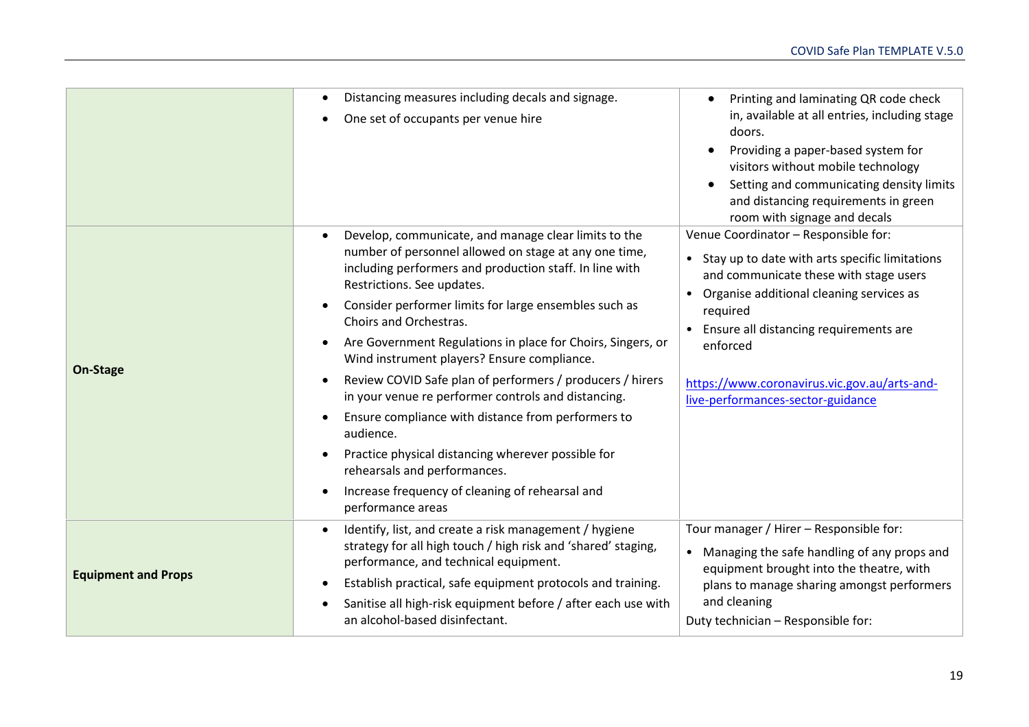| | | |
|---|---|---|
| | • Distancing measures including decals and signage.<br>• One set of occupants per venue hire | • Printing and laminating QR code check in, available at all entries, including stage doors.<br>• Providing a paper-based system for visitors without mobile technology<br>• Setting and communicating density limits and distancing requirements in green room with signage and decals |
| **On-Stage** | • Develop, communicate, and manage clear limits to the number of personnel allowed on stage at any one time, including performers and production staff. In line with Restrictions. See updates.<br>• Consider performer limits for large ensembles such as Choirs and Orchestras.<br>• Are Government Regulations in place for Choirs, Singers, or Wind instrument players? Ensure compliance.<br>• Review COVID Safe plan of performers / producers / hirers in your venue re performer controls and distancing.<br>• Ensure compliance with distance from performers to audience.<br>• Practice physical distancing wherever possible for rehearsals and performances.<br>• Increase frequency of cleaning of rehearsal and performance areas | Venue Coordinator – Responsible for:<br>• Stay up to date with arts specific limitations and communicate these with stage users<br>• Organise additional cleaning services as required<br>• Ensure all distancing requirements are enforced<br><br>https://www.coronavirus.vic.gov.au/arts-and-live-performances-sector-guidance |
| **Equipment and Props** | • Identify, list, and create a risk management / hygiene strategy for all high touch / high risk and 'shared' staging, performance, and technical equipment.<br>• Establish practical, safe equipment protocols and training.<br>• Sanitise all high-risk equipment before / after each use with an alcohol-based disinfectant. | Tour manager / Hirer – Responsible for:<br>• Managing the safe handling of any props and equipment brought into the theatre, with plans to manage sharing amongst performers and cleaning<br>Duty technician – Responsible for: |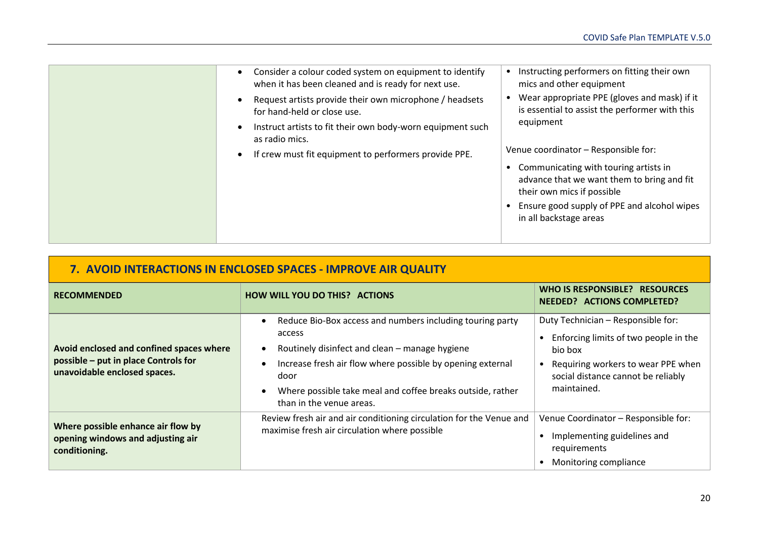| | | |
|---|---|---|
| | • Consider a colour coded system on equipment to identify when it has been cleaned and is ready for next use.<br>• Request artists provide their own microphone / headsets for hand-held or close use.<br>• Instruct artists to fit their own body-worn equipment such as radio mics.<br>• If crew must fit equipment to performers provide PPE. | • Instructing performers on fitting their own mics and other equipment<br>• Wear appropriate PPE (gloves and mask) if it is essential to assist the performer with this equipment<br><br>Venue coordinator – Responsible for:<br>• Communicating with touring artists in advance that we want them to bring and fit their own mics if possible<br>• Ensure good supply of PPE and alcohol wipes in all backstage areas |

## 7. AVOID INTERACTIONS IN ENCLOSED SPACES - IMPROVE AIR QUALITY

| RECOMMENDED | HOW WILL YOU DO THIS? ACTIONS | WHO IS RESPONSIBLE? RESOURCES NEEDED? ACTIONS COMPLETED? |
|---|---|---|
| **Avoid enclosed and confined spaces where possible – put in place Controls for unavoidable enclosed spaces.** | • Reduce Bio-Box access and numbers including touring party access<br>• Routinely disinfect and clean – manage hygiene<br>• Increase fresh air flow where possible by opening external door<br>• Where possible take meal and coffee breaks outside, rather than in the venue areas. | Duty Technician – Responsible for:<br>• Enforcing limits of two people in the bio box<br>• Requiring workers to wear PPE when social distance cannot be reliably maintained. |
| **Where possible enhance air flow by opening windows and adjusting air conditioning.** | Review fresh air and air conditioning circulation for the Venue and maximise fresh air circulation where possible | Venue Coordinator – Responsible for:<br>• Implementing guidelines and requirements<br>• Monitoring compliance |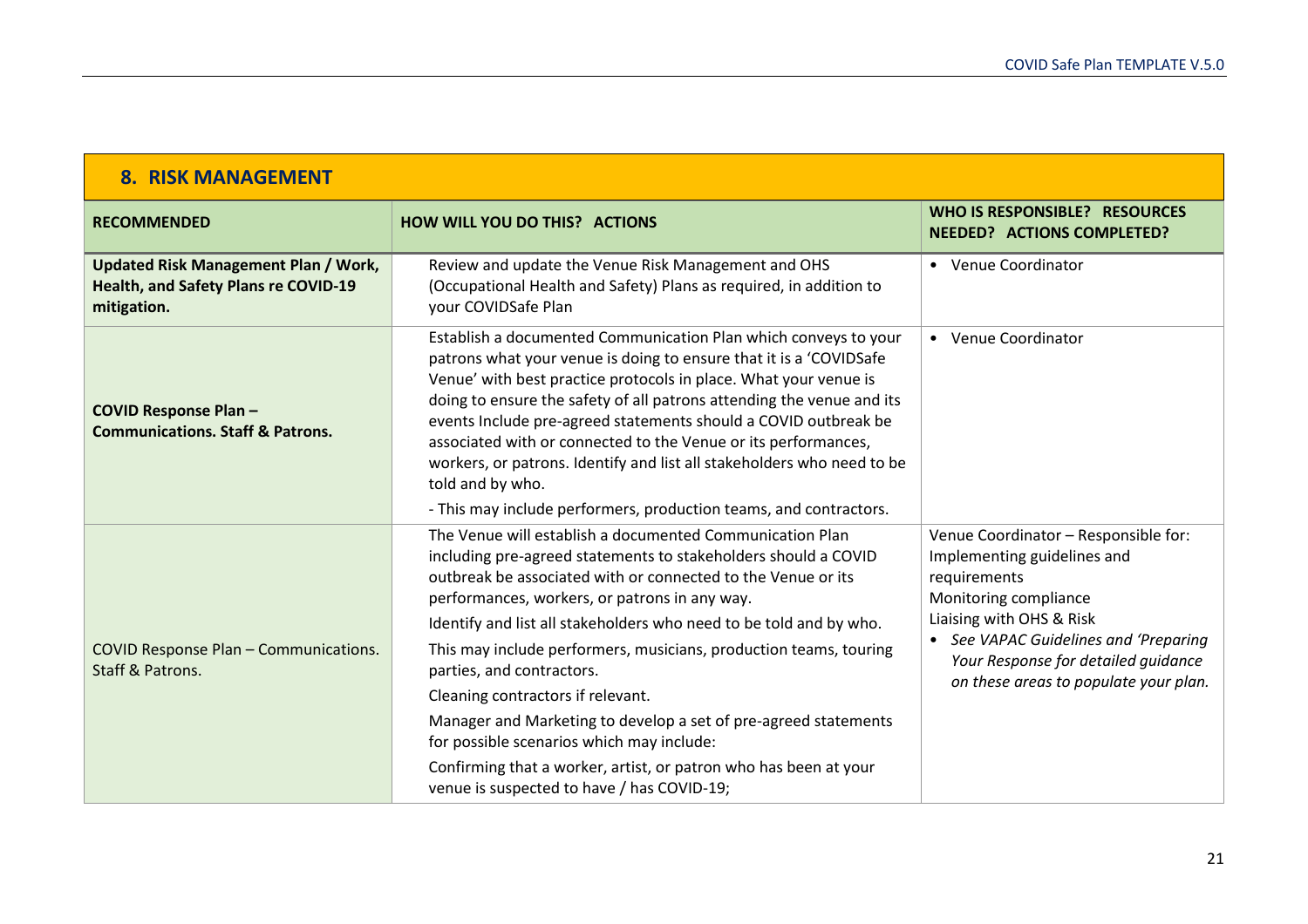## 8. RISK MANAGEMENT

| RECOMMENDED | HOW WILL YOU DO THIS? ACTIONS | WHO IS RESPONSIBLE? RESOURCES NEEDED? ACTIONS COMPLETED? |
|---|---|---|
| **Updated Risk Management Plan / Work, Health, and Safety Plans re COVID-19 mitigation.** | Review and update the Venue Risk Management and OHS (Occupational Health and Safety) Plans as required, in addition to your COVIDSafe Plan | • Venue Coordinator |
| **COVID Response Plan – Communications. Staff & Patrons.** | Establish a documented Communication Plan which conveys to your patrons what your venue is doing to ensure that it is a 'COVIDSafe Venue' with best practice protocols in place. What your venue is doing to ensure the safety of all patrons attending the venue and its events Include pre-agreed statements should a COVID outbreak be associated with or connected to the Venue or its performances, workers, or patrons. Identify and list all stakeholders who need to be told and by who.<br>- This may include performers, production teams, and contractors. | • Venue Coordinator |
| COVID Response Plan – Communications. Staff & Patrons. | The Venue will establish a documented Communication Plan including pre-agreed statements to stakeholders should a COVID outbreak be associated with or connected to the Venue or its performances, workers, or patrons in any way.<br>Identify and list all stakeholders who need to be told and by who.<br>This may include performers, musicians, production teams, touring parties, and contractors.<br>Cleaning contractors if relevant.<br>Manager and Marketing to develop a set of pre-agreed statements for possible scenarios which may include:<br>Confirming that a worker, artist, or patron who has been at your venue is suspected to have / has COVID-19; | Venue Coordinator – Responsible for:<br>Implementing guidelines and requirements<br>Monitoring compliance<br>Liaising with OHS & Risk<br>• *See VAPAC Guidelines and 'Preparing Your Response for detailed guidance on these areas to populate your plan.* |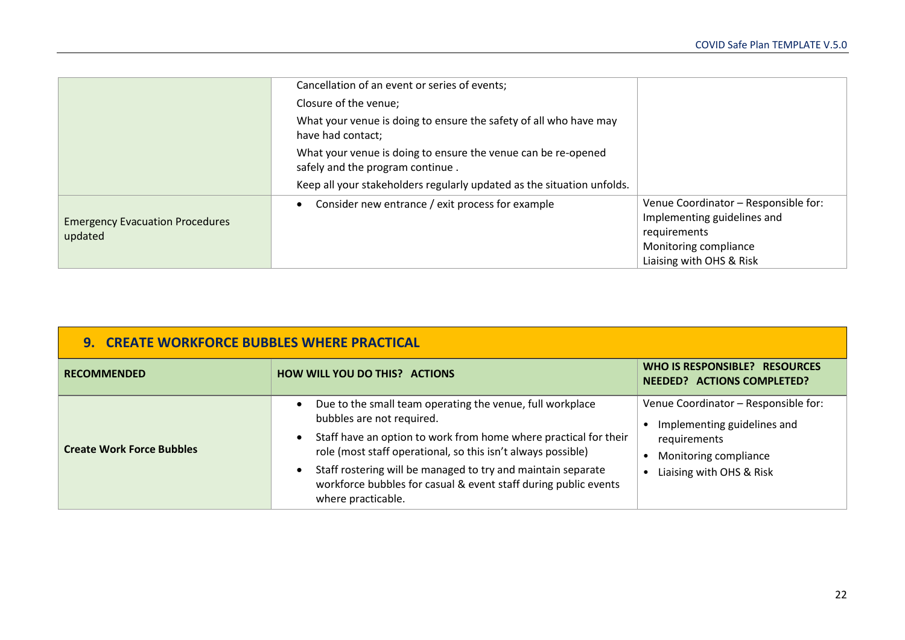| | | |
|---|---|---|
| | Cancellation of an event or series of events;<br>Closure of the venue;<br>What your venue is doing to ensure the safety of all who have may have had contact;<br>What your venue is doing to ensure the venue can be re-opened safely and the program continue .<br>Keep all your stakeholders regularly updated as the situation unfolds. | |
| Emergency Evacuation Procedures updated | • Consider new entrance / exit process for example | Venue Coordinator – Responsible for:<br>Implementing guidelines and requirements<br>Monitoring compliance<br>Liaising with OHS & Risk |

## 9. CREATE WORKFORCE BUBBLES WHERE PRACTICAL

| RECOMMENDED | HOW WILL YOU DO THIS? ACTIONS | WHO IS RESPONSIBLE? RESOURCES NEEDED? ACTIONS COMPLETED? |
|---|---|---|
| **Create Work Force Bubbles** | • Due to the small team operating the venue, full workplace bubbles are not required.<br>• Staff have an option to work from home where practical for their role (most staff operational, so this isn't always possible)<br>• Staff rostering will be managed to try and maintain separate workforce bubbles for casual & event staff during public events where practicable. | Venue Coordinator – Responsible for:<br>• Implementing guidelines and requirements<br>• Monitoring compliance<br>• Liaising with OHS & Risk |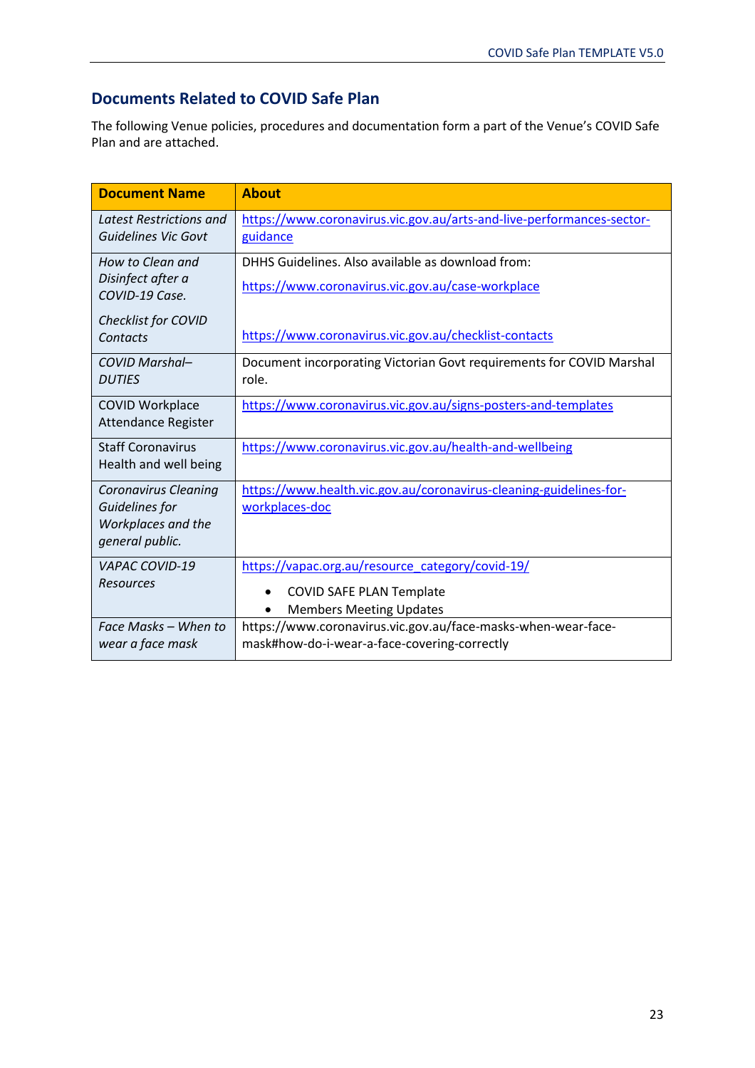## Documents Related to COVID Safe Plan

The following Venue policies, procedures and documentation form a part of the Venue's COVID Safe Plan and are attached.

| Document Name | About |
|---|---|
| *Latest Restrictions and Guidelines Vic Govt* | https://www.coronavirus.vic.gov.au/arts-and-live-performances-sector-guidance |
| *How to Clean and Disinfect after a COVID-19 Case.*<br><br>*Checklist for COVID Contacts* | DHHS Guidelines. Also available as download from:<br>https://www.coronavirus.vic.gov.au/case-workplace<br><br>https://www.coronavirus.vic.gov.au/checklist-contacts |
| *COVID Marshal– DUTIES* | Document incorporating Victorian Govt requirements for COVID Marshal role. |
| COVID Workplace Attendance Register | https://www.coronavirus.vic.gov.au/signs-posters-and-templates |
| Staff Coronavirus Health and well being | https://www.coronavirus.vic.gov.au/health-and-wellbeing |
| *Coronavirus Cleaning Guidelines for Workplaces and the general public.* | https://www.health.vic.gov.au/coronavirus-cleaning-guidelines-for-workplaces-doc |
| *VAPAC COVID-19 Resources* | https://vapac.org.au/resource_category/covid-19/<br>• COVID SAFE PLAN Template<br>• Members Meeting Updates |
| *Face Masks – When to wear a face mask* | https://www.coronavirus.vic.gov.au/face-masks-when-wear-face-mask#how-do-i-wear-a-face-covering-correctly |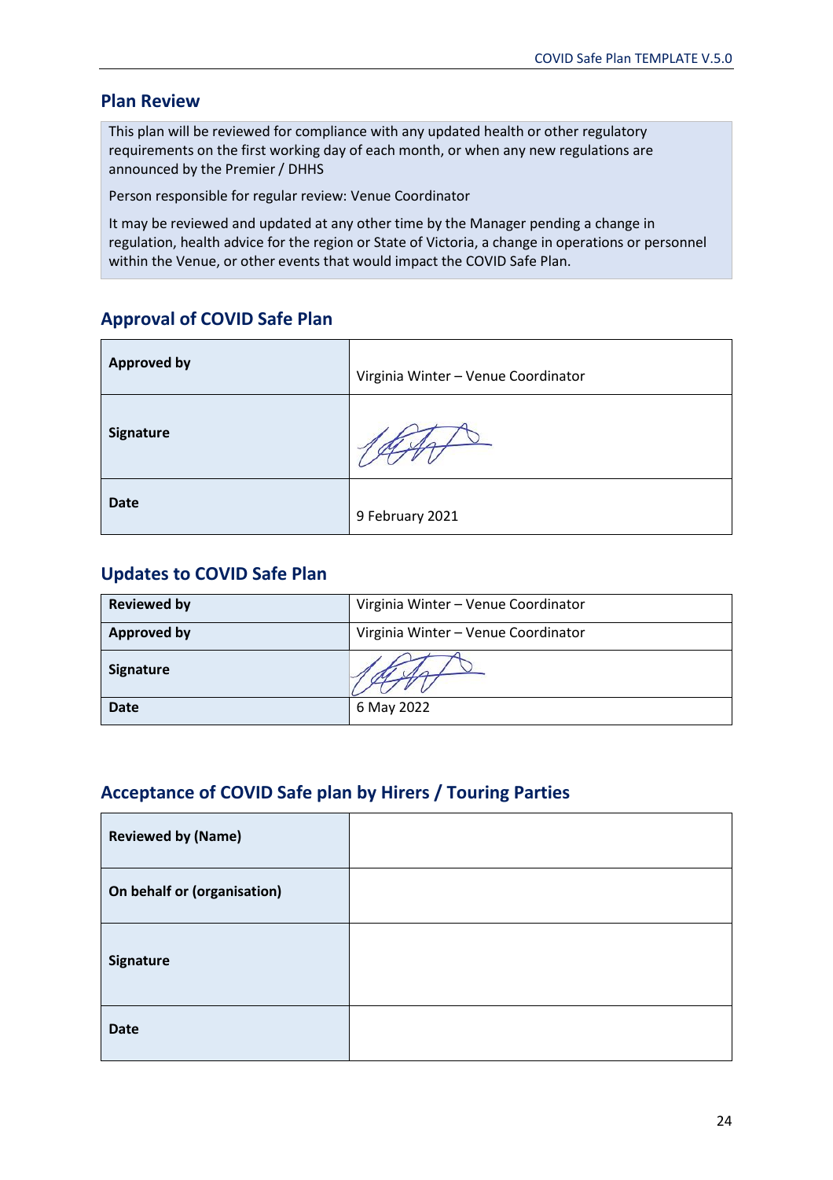## Plan Review

This plan will be reviewed for compliance with any updated health or other regulatory requirements on the first working day of each month, or when any new regulations are announced by the Premier / DHHS

Person responsible for regular review: Venue Coordinator

It may be reviewed and updated at any other time by the Manager pending a change in regulation, health advice for the region or State of Victoria, a change in operations or personnel within the Venue, or other events that would impact the COVID Safe Plan.

## Approval of COVID Safe Plan

| | |
|---|---|
| **Approved by** | Virginia Winter – Venue Coordinator |
| **Signature** | |
| **Date** | 9 February 2021 |

## Updates to COVID Safe Plan

| | |
|---|---|
| **Reviewed by** | Virginia Winter – Venue Coordinator |
| **Approved by** | Virginia Winter – Venue Coordinator |
| **Signature** | |
| **Date** | 6 May 2022 |

## Acceptance of COVID Safe plan by Hirers / Touring Parties

| | |
|---|---|
| **Reviewed by (Name)** | |
| **On behalf or (organisation)** | |
| **Signature** | |
| **Date** | |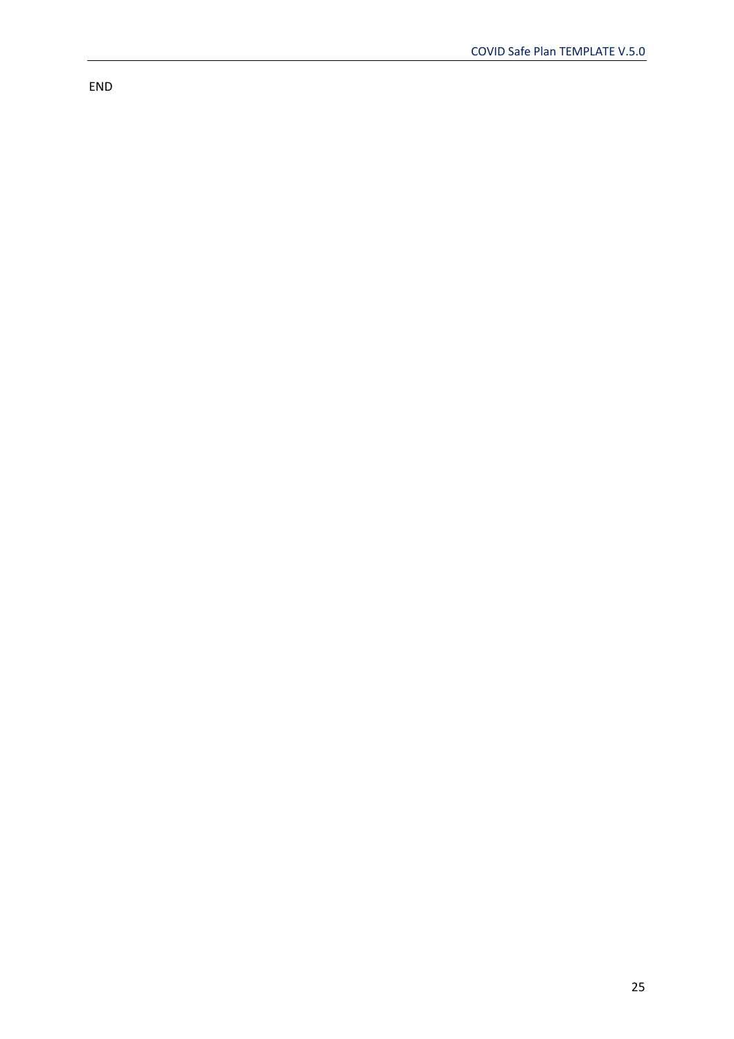END